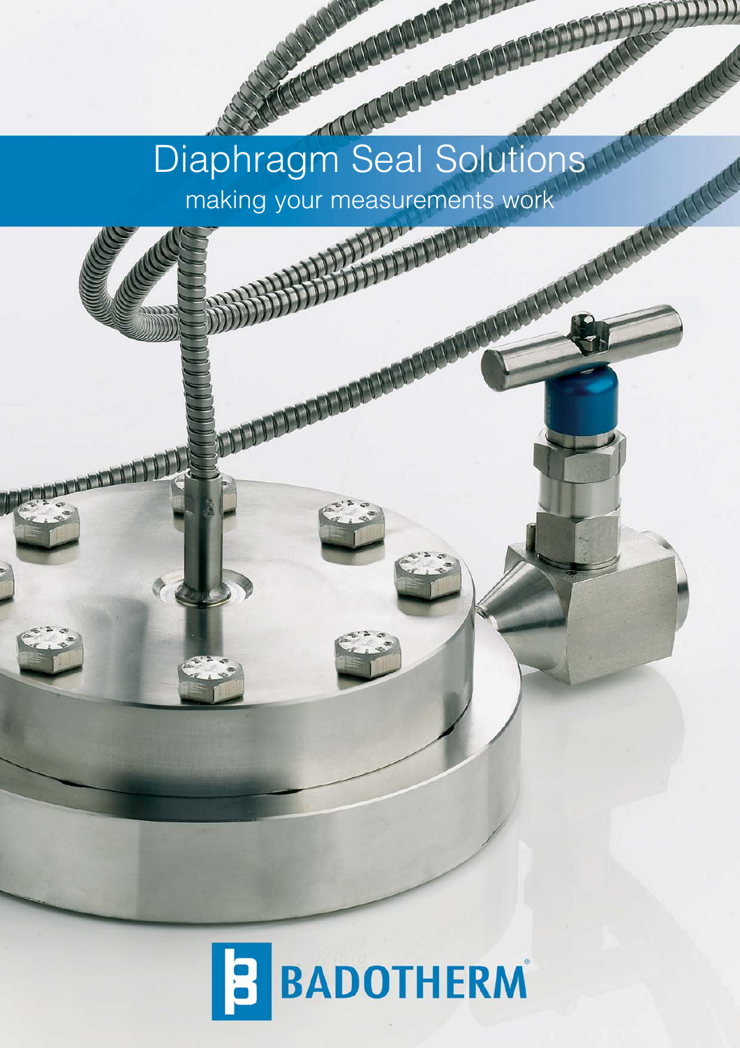# Diaphragm Seal Solutions

making your measurements work

BADOTHERM®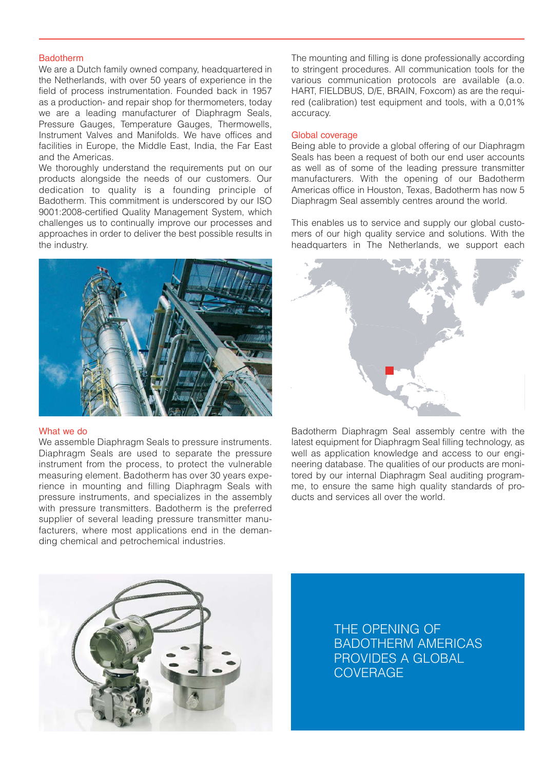## Badotherm

We are a Dutch family owned company, headquartered in the Netherlands, with over 50 years of experience in the field of process instrumentation. Founded back in 1957 as a production- and repair shop for thermometers, today we are a leading manufacturer of Diaphragm Seals, Pressure Gauges, Temperature Gauges, Thermowells, Instrument Valves and Manifolds. We have offices and facilities in Europe, the Middle East, India, the Far East and the Americas.

We thoroughly understand the requirements put on our products alongside the needs of our customers. Our dedication to quality is a founding principle of Badotherm. This commitment is underscored by our ISO 9001:2008-certified Quality Management System, which challenges us to continually improve our processes and approaches in order to deliver the best possible results in the industry.

## What we do

We assemble Diaphragm Seals to pressure instruments. Diaphragm Seals are used to separate the pressure instrument from the process, to protect the vulnerable measuring element. Badotherm has over 30 years experience in mounting and filling Diaphragm Seals with pressure instruments, and specializes in the assembly with pressure transmitters. Badotherm is the preferred supplier of several leading pressure transmitter manufacturers, where most applications end in the demanding chemical and petrochemical industries.

The mounting and filling is done professionally according to stringent procedures. All communication tools for the various communication protocols are available (a.o. HART, FIELDBUS, D/E, BRAIN, Foxcom) as are the required (calibration) test equipment and tools, with a 0,01% accuracy.

## Global coverage

Being able to provide a global offering of our Diaphragm Seals has been a request of both our end user accounts as well as of some of the leading pressure transmitter manufacturers. With the opening of our Badotherm Americas office in Houston, Texas, Badotherm has now 5 Diaphragm Seal assembly centres around the world.

This enables us to service and supply our global customers of our high quality service and solutions. With the headquarters in The Netherlands, we support each Badotherm Diaphragm Seal assembly centre with the latest equipment for Diaphragm Seal filling technology, as well as application knowledge and access to our engineering database. The qualities of our products are monitored by our internal Diaphragm Seal auditing programme, to ensure the same high quality standards of products and services all over the world.

THE OPENING OF BADOTHERM AMERICAS PROVIDES A GLOBAL COVERAGE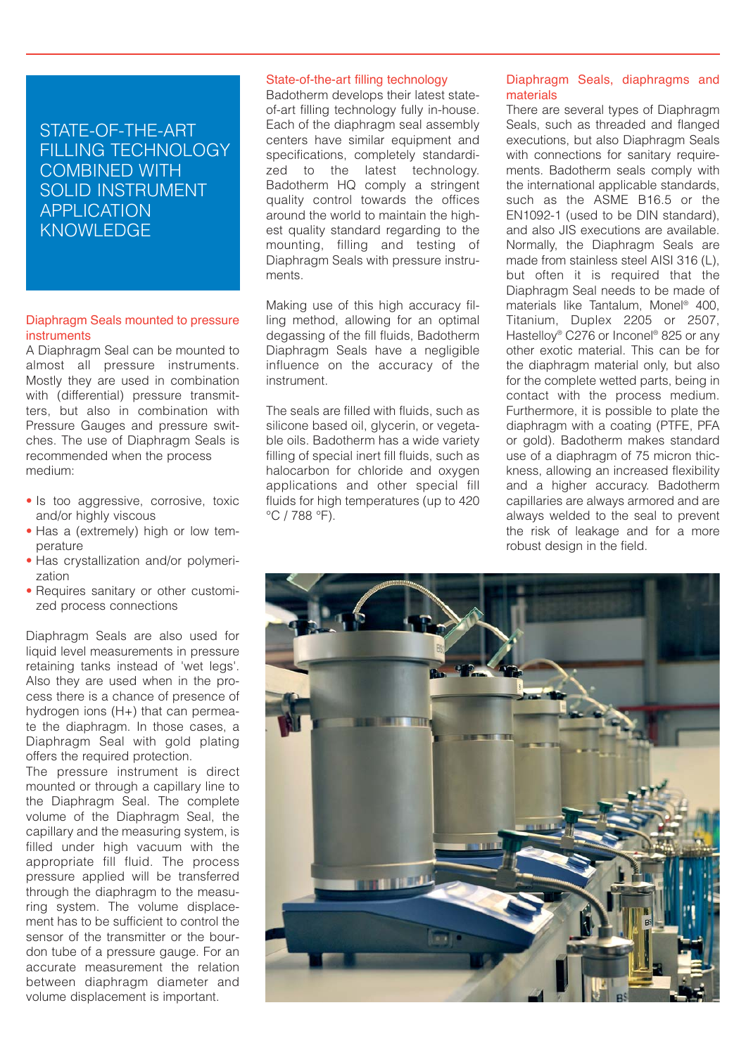# STATE-OF-THE-ART FILLING TECHNOLOGY COMBINED WITH SOLID INSTRUMENT APPLICATION KNOWLEDGE

## Diaphragm Seals mounted to pressure instruments

A Diaphragm Seal can be mounted to almost all pressure instruments. Mostly they are used in combination with (differential) pressure transmitters, but also in combination with Pressure Gauges and pressure switches. The use of Diaphragm Seals is recommended when the process medium:

- Is too aggressive, corrosive, toxic and/or highly viscous
- Has a (extremely) high or low temperature
- Has crystallization and/or polymerization
- Requires sanitary or other customized process connections

Diaphragm Seals are also used for liquid level measurements in pressure retaining tanks instead of 'wet legs'. Also they are used when in the process there is a chance of presence of hydrogen ions (H+) that can permeate the diaphragm. In those cases, a Diaphragm Seal with gold plating offers the required protection.
The pressure instrument is direct mounted or through a capillary line to the Diaphragm Seal. The complete volume of the Diaphragm Seal, the capillary and the measuring system, is filled under high vacuum with the appropriate fill fluid. The process pressure applied will be transferred through the diaphragm to the measuring system. The volume displacement has to be sufficient to control the sensor of the transmitter or the bourdon tube of a pressure gauge. For an accurate measurement the relation between diaphragm diameter and volume displacement is important.

## State-of-the-art filling technology

Badotherm develops their latest state-of-art filling technology fully in-house. Each of the diaphragm seal assembly centers have similar equipment and specifications, completely standardized to the latest technology. Badotherm HQ comply a stringent quality control towards the offices around the world to maintain the highest quality standard regarding to the mounting, filling and testing of Diaphragm Seals with pressure instruments.

Making use of this high accuracy filling method, allowing for an optimal degassing of the fill fluids, Badotherm Diaphragm Seals have a negligible influence on the accuracy of the instrument.

The seals are filled with fluids, such as silicone based oil, glycerin, or vegetable oils. Badotherm has a wide variety filling of special inert fill fluids, such as halocarbon for chloride and oxygen applications and other special fill fluids for high temperatures (up to 420 °C / 788 °F).

## Diaphragm Seals, diaphragms and materials

There are several types of Diaphragm Seals, such as threaded and flanged executions, but also Diaphragm Seals with connections for sanitary requirements. Badotherm seals comply with the international applicable standards, such as the ASME B16.5 or the EN1092-1 (used to be DIN standard), and also JIS executions are available. Normally, the Diaphragm Seals are made from stainless steel AISI 316 (L), but often it is required that the Diaphragm Seal needs to be made of materials like Tantalum, Monel® 400, Titanium, Duplex 2205 or 2507, Hastelloy® C276 or Inconel® 825 or any other exotic material. This can be for the diaphragm material only, but also for the complete wetted parts, being in contact with the process medium. Furthermore, it is possible to plate the diaphragm with a coating (PTFE, PFA or gold). Badotherm makes standard use of a diaphragm of 75 micron thickness, allowing an increased flexibility and a higher accuracy. Badotherm capillaries are always armored and are always welded to the seal to prevent the risk of leakage and for a more robust design in the field.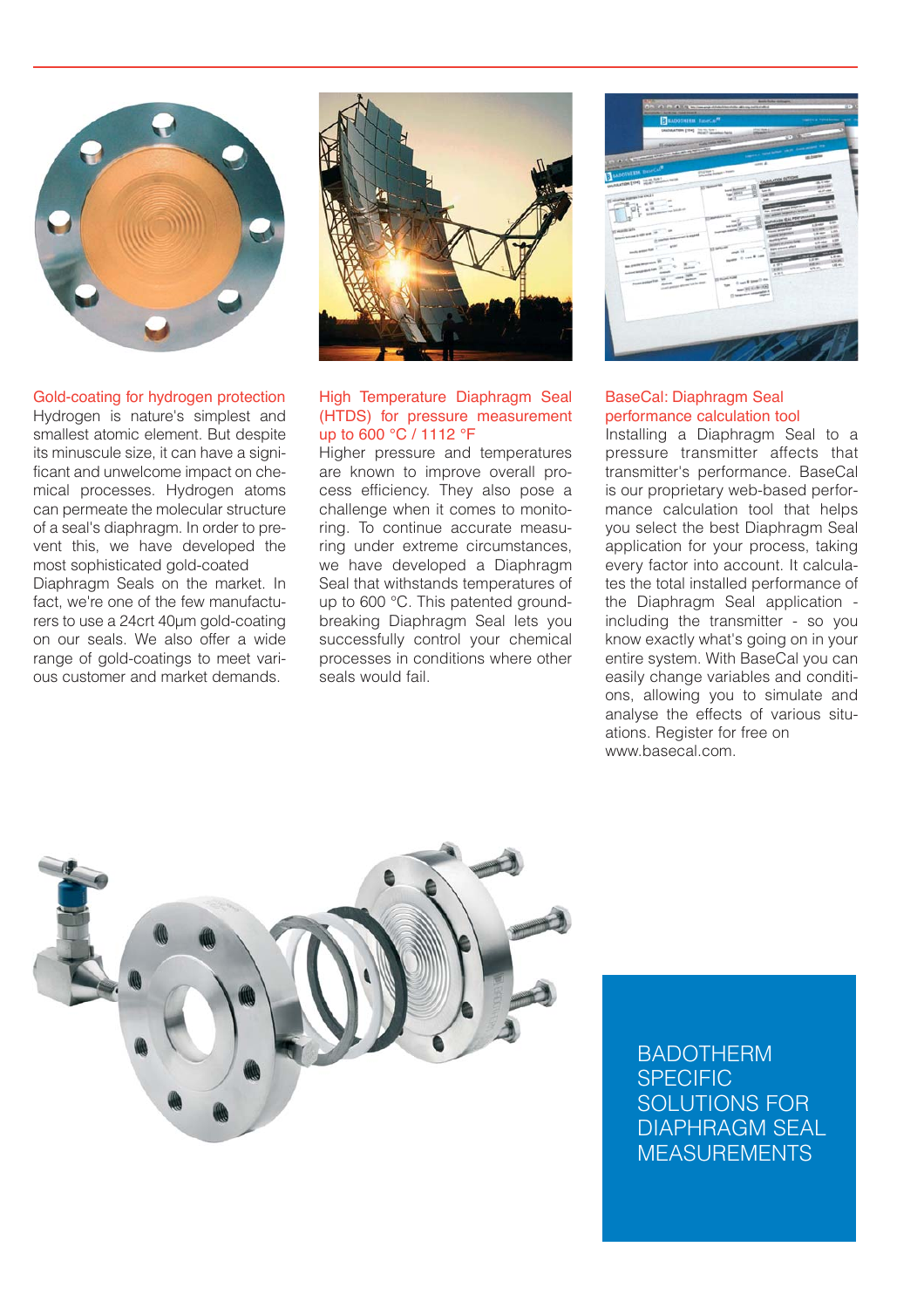### Gold-coating for hydrogen protection

Hydrogen is nature's simplest and smallest atomic element. But despite its minuscule size, it can have a significant and unwelcome impact on chemical processes. Hydrogen atoms can permeate the molecular structure of a seal's diaphragm. In order to prevent this, we have developed the most sophisticated gold-coated Diaphragm Seals on the market. In fact, we're one of the few manufacturers to use a 24crt 40μm gold-coating on our seals. We also offer a wide range of gold-coatings to meet various customer and market demands.

### High Temperature Diaphragm Seal (HTDS) for pressure measurement up to 600 °C / 1112 °F

Higher pressure and temperatures are known to improve overall process efficiency. They also pose a challenge when it comes to monitoring. To continue accurate measuring under extreme circumstances, we have developed a Diaphragm Seal that withstands temperatures of up to 600 °C. This patented groundbreaking Diaphragm Seal lets you successfully control your chemical processes in conditions where other seals would fail.

### BaseCal: Diaphragm Seal performance calculation tool

Installing a Diaphragm Seal to a pressure transmitter affects that transmitter's performance. BaseCal is our proprietary web-based performance calculation tool that helps you select the best Diaphragm Seal application for your process, taking every factor into account. It calculates the total installed performance of the Diaphragm Seal application - including the transmitter - so you know exactly what's going on in your entire system. With BaseCal you can easily change variables and conditions, allowing you to simulate and analyse the effects of various situations. Register for free on www.basecal.com.

## BADOTHERM SPECIFIC SOLUTIONS FOR DIAPHRAGM SEAL MEASUREMENTS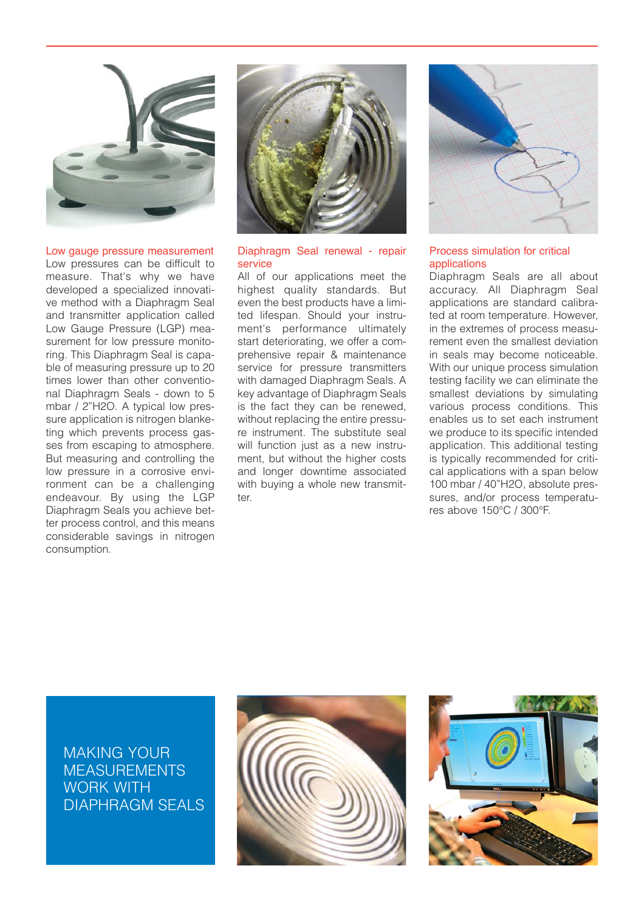## Low gauge pressure measurement

Low pressures can be difficult to measure. That's why we have developed a specialized innovative method with a Diaphragm Seal and transmitter application called Low Gauge Pressure (LGP) measurement for low pressure monitoring. This Diaphragm Seal is capable of measuring pressure up to 20 times lower than other conventional Diaphragm Seals - down to 5 mbar / 2"H2O. A typical low pressure application is nitrogen blanketing which prevents process gasses from escaping to atmosphere. But measuring and controlling the low pressure in a corrosive environment can be a challenging endeavour. By using the LGP Diaphragm Seals you achieve better process control, and this means considerable savings in nitrogen consumption.

## Diaphragm Seal renewal - repair service

All of our applications meet the highest quality standards. But even the best products have a limited lifespan. Should your instrument's performance ultimately start deteriorating, we offer a comprehensive repair & maintenance service for pressure transmitters with damaged Diaphragm Seals. A key advantage of Diaphragm Seals is the fact they can be renewed, without replacing the entire pressure instrument. The substitute seal will function just as a new instrument, but without the higher costs and longer downtime associated with buying a whole new transmitter.

## Process simulation for critical applications

Diaphragm Seals are all about accuracy. All Diaphragm Seal applications are standard calibrated at room temperature. However, in the extremes of process measurement even the smallest deviation in seals may become noticeable. With our unique process simulation testing facility we can eliminate the smallest deviations by simulating various process conditions. This enables us to set each instrument we produce to its specific intended application. This additional testing is typically recommended for critical applications with a span below 100 mbar / 40"H2O, absolute pressures, and/or process temperatures above 150°C / 300°F.

MAKING YOUR MEASUREMENTS WORK WITH DIAPHRAGM SEALS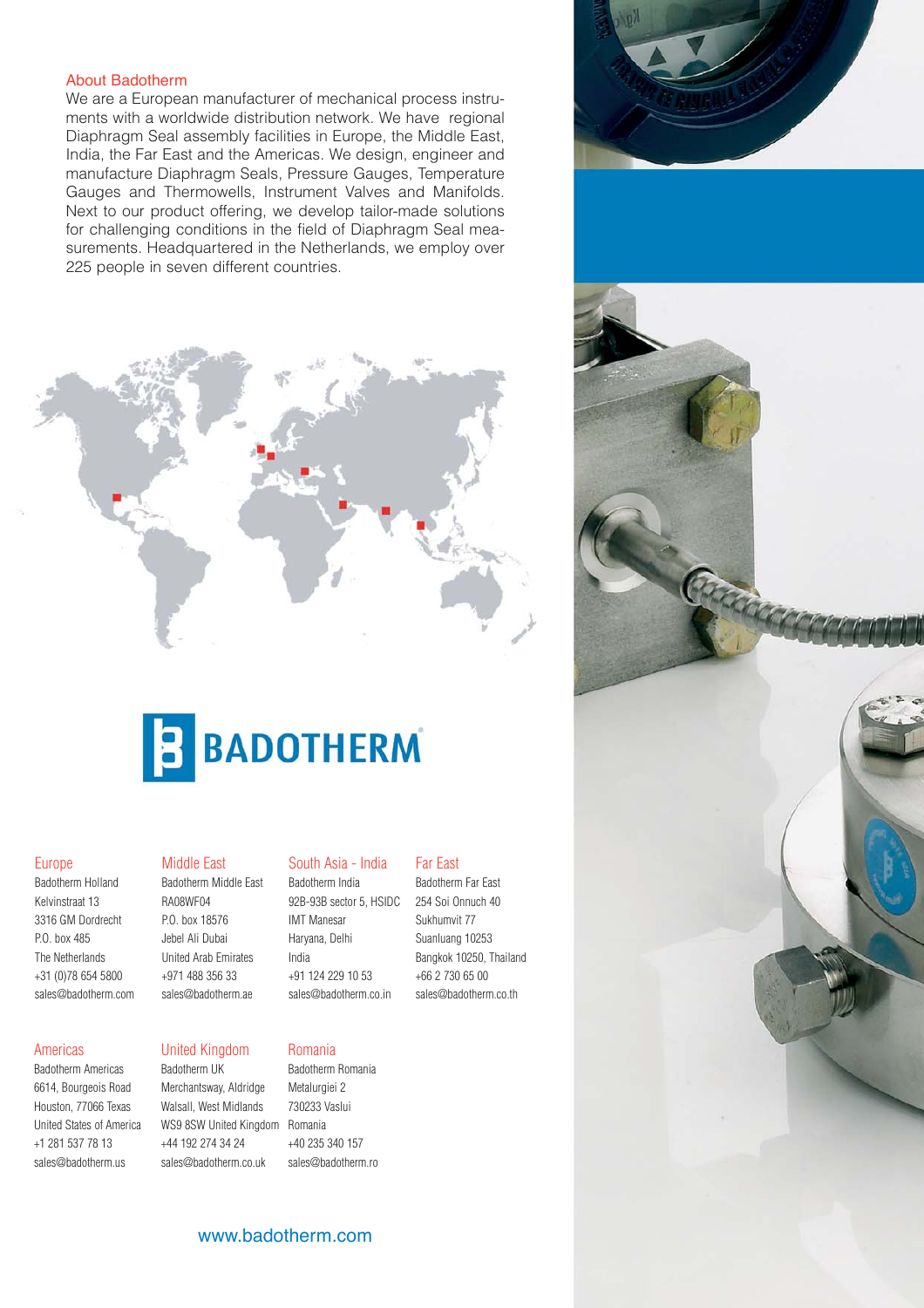## About Badotherm

We are a European manufacturer of mechanical process instruments with a worldwide distribution network. We have regional Diaphragm Seal assembly facilities in Europe, the Middle East, India, the Far East and the Americas. We design, engineer and manufacture Diaphragm Seals, Pressure Gauges, Temperature Gauges and Thermowells, Instrument Valves and Manifolds. Next to our product offering, we develop tailor-made solutions for challenging conditions in the field of Diaphragm Seal measurements. Headquartered in the Netherlands, we employ over 225 people in seven different countries.

BADOTHERM®

### Europe

Badotherm Holland
Kelvinstraat 13
3316 GM Dordrecht
P.O. box 485
The Netherlands
+31 (0)78 654 5800
sales@badotherm.com

### Middle East

Badotherm Middle East
RA08WF04
P.O. box 18576
Jebel Ali Dubai
United Arab Emirates
+971 488 356 33
sales@badotherm.ae

### South Asia - India

Badotherm India
92B-93B sector 5, HSIDC
IMT Manesar
Haryana, Delhi
India
+91 124 229 10 53
sales@badotherm.co.in

### Far East

Badotherm Far East
254 Soi Onnuch 40
Sukhumvit 77
Suanluang 10253
Bangkok 10250, Thailand
+66 2 730 65 00
sales@badotherm.co.th

### Americas

Badotherm Americas
6614, Bourgeois Road
Houston, 77066 Texas
United States of America
+1 281 537 78 13
sales@badotherm.us

### United Kingdom

Badotherm UK
Merchantsway, Aldridge
Walsall, West Midlands
WS9 8SW United Kingdom
+44 192 274 34 24
sales@badotherm.co.uk

### Romania

Badotherm Romania
Metalurgiei 2
730233 Vaslui
Romania
+40 235 340 157
sales@badotherm.ro

www.badotherm.com